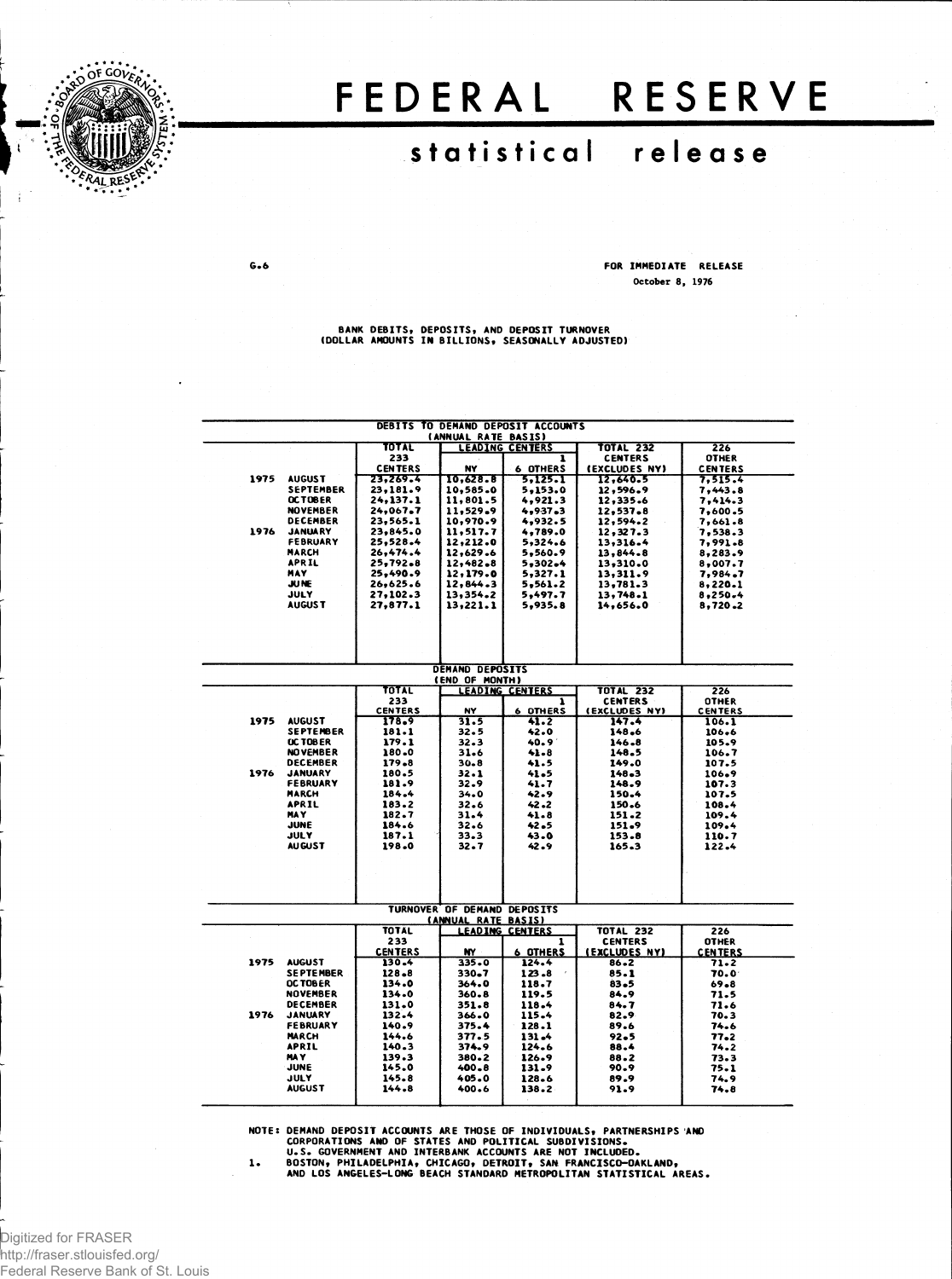# FEDERAL RESERVE

## statistical release

G.6

FOR IMMEDIATE RELEASE
October 8, 1976

BANK DEBITS, DEPOSITS, AND DEPOSIT TURNOVER
(DOLLAR AMOUNTS IN BILLIONS, SEASONALLY ADJUSTED)

### DEBITS TO DEMAND DEPOSIT ACCOUNTS (ANNUAL RATE BASIS)

| | | TOTAL 233 CENTERS | LEADING CENTERS | | TOTAL 232 CENTERS (EXCLUDES NY) | 226 OTHER CENTERS |
|---|---|---|---|---|---|---|
| | | | NY | 6 OTHERS 1 | | |
| 1975 | AUGUST | 23,269.4 | 10,628.8 | 5,125.1 | 12,640.5 | 7,515.4 |
| | SEPTEMBER | 23,181.9 | 10,585.0 | 5,153.0 | 12,596.9 | 7,443.8 |
| | OCTOBER | 24,137.1 | 11,801.5 | 4,921.3 | 12,335.6 | 7,414.3 |
| | NOVEMBER | 24,067.7 | 11,529.9 | 4,937.3 | 12,537.8 | 7,600.5 |
| | DECEMBER | 23,565.1 | 10,970.9 | 4,932.5 | 12,594.2 | 7,661.8 |
| 1976 | JANUARY | 23,845.0 | 11,517.7 | 4,789.0 | 12,327.3 | 7,538.3 |
| | FEBRUARY | 25,528.4 | 12,212.0 | 5,324.6 | 13,316.4 | 7,991.8 |
| | MARCH | 26,474.4 | 12,629.6 | 5,560.9 | 13,844.8 | 8,283.9 |
| | APRIL | 25,792.8 | 12,482.8 | 5,302.4 | 13,310.0 | 8,007.7 |
| | MAY | 25,490.9 | 12,179.0 | 5,327.1 | 13,311.9 | 7,984.7 |
| | JUNE | 26,625.6 | 12,844.3 | 5,561.2 | 13,781.3 | 8,220.1 |
| | JULY | 27,102.3 | 13,354.2 | 5,497.7 | 13,748.1 | 8,250.4 |
| | AUGUST | 27,877.1 | 13,221.1 | 5,935.8 | 14,656.0 | 8,720.2 |

### DEMAND DEPOSITS (END OF MONTH)

| | | TOTAL 233 CENTERS | LEADING CENTERS | | TOTAL 232 CENTERS (EXCLUDES NY) | 226 OTHER CENTERS |
|---|---|---|---|---|---|---|
| | | | NY | 6 OTHERS 1 | | |
| 1975 | AUGUST | 178.9 | 31.5 | 41.2 | 147.4 | 106.1 |
| | SEPTEMBER | 181.1 | 32.5 | 42.0 | 148.6 | 106.6 |
| | OCTOBER | 179.1 | 32.3 | 40.9 | 146.8 | 105.9 |
| | NOVEMBER | 180.0 | 31.6 | 41.8 | 148.5 | 106.7 |
| | DECEMBER | 179.8 | 30.8 | 41.5 | 149.0 | 107.5 |
| 1976 | JANUARY | 180.5 | 32.1 | 41.5 | 148.3 | 106.9 |
| | FEBRUARY | 181.9 | 32.9 | 41.7 | 148.9 | 107.3 |
| | MARCH | 184.4 | 34.0 | 42.9 | 150.4 | 107.5 |
| | APRIL | 183.2 | 32.6 | 42.2 | 150.6 | 108.4 |
| | MAY | 182.7 | 31.4 | 41.8 | 151.2 | 109.4 |
| | JUNE | 184.6 | 32.6 | 42.5 | 151.9 | 109.4 |
| | JULY | 187.1 | 33.3 | 43.0 | 153.8 | 110.7 |
| | AUGUST | 198.0 | 32.7 | 42.9 | 165.3 | 122.4 |

### TURNOVER OF DEMAND DEPOSITS (ANNUAL RATE BASIS)

| | | TOTAL 233 CENTERS | LEADING CENTERS | | TOTAL 232 CENTERS (EXCLUDES NY) | 226 OTHER CENTERS |
|---|---|---|---|---|---|---|
| | | | NY | 6 OTHERS 1 | | |
| 1975 | AUGUST | 130.4 | 335.0 | 124.4 | 86.2 | 71.2 |
| | SEPTEMBER | 128.8 | 330.7 | 123.8 | 85.1 | 70.0 |
| | OCTOBER | 134.0 | 364.0 | 118.7 | 83.5 | 69.8 |
| | NOVEMBER | 134.0 | 360.8 | 119.5 | 84.9 | 71.5 |
| | DECEMBER | 131.0 | 351.8 | 118.4 | 84.7 | 71.6 |
| 1976 | JANUARY | 132.4 | 366.0 | 115.4 | 82.9 | 70.3 |
| | FEBRUARY | 140.9 | 375.4 | 128.1 | 89.6 | 74.6 |
| | MARCH | 144.6 | 377.5 | 131.4 | 92.5 | 77.2 |
| | APRIL | 140.3 | 374.9 | 124.6 | 88.4 | 74.2 |
| | MAY | 139.3 | 380.2 | 126.9 | 88.2 | 73.3 |
| | JUNE | 145.0 | 400.8 | 131.9 | 90.9 | 75.1 |
| | JULY | 145.8 | 405.0 | 128.6 | 89.9 | 74.9 |
| | AUGUST | 144.8 | 400.6 | 138.2 | 91.9 | 74.8 |

NOTE: DEMAND DEPOSIT ACCOUNTS ARE THOSE OF INDIVIDUALS, PARTNERSHIPS AND CORPORATIONS AND OF STATES AND POLITICAL SUBDIVISIONS. U.S. GOVERNMENT AND INTERBANK ACCOUNTS ARE NOT INCLUDED.

1. BOSTON, PHILADELPHIA, CHICAGO, DETROIT, SAN FRANCISCO-OAKLAND, AND LOS ANGELES-LONG BEACH STANDARD METROPOLITAN STATISTICAL AREAS.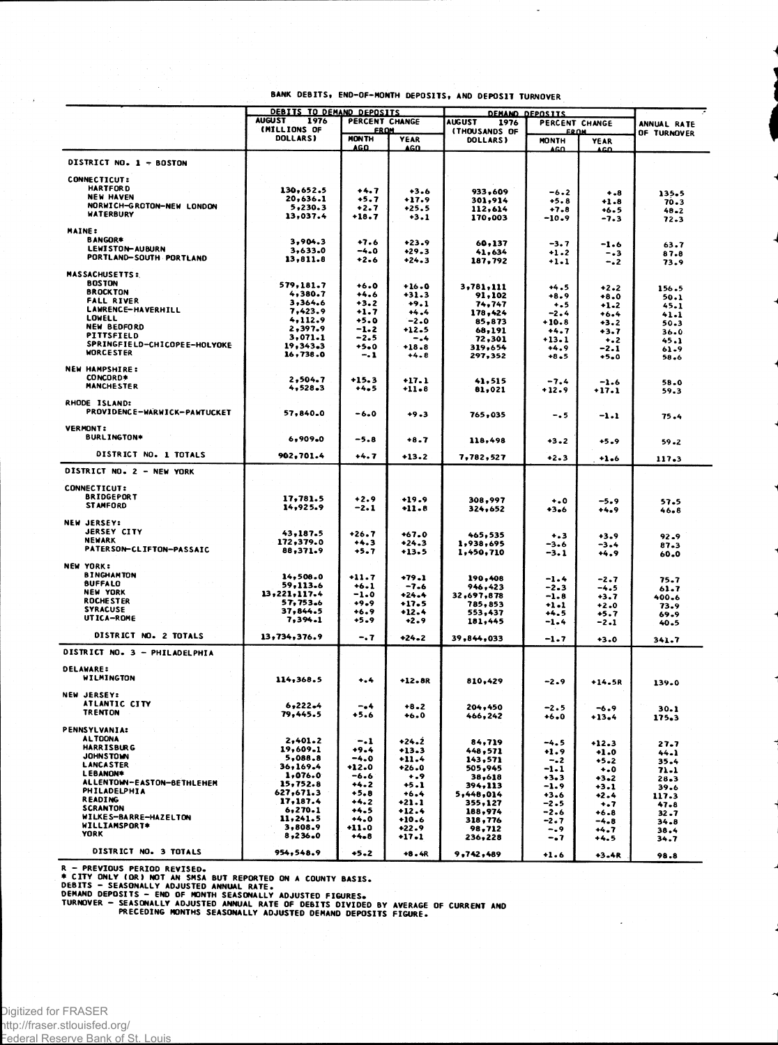BANK DEBITS, END-OF-MONTH DEPOSITS, AND DEPOSIT TURNOVER

| | DEBITS TO DEMAND DEPOSITS | | | DEMAND DEPOSITS | | | ANNUAL RATE OF TURNOVER |
|---|---|---|---|---|---|---|---|
| | AUGUST 1976 (MILLIONS OF DOLLARS) | PERCENT CHANGE FROM | | AUGUST 1976 (THOUSANDS OF DOLLARS) | PERCENT CHANGE FROM | | |
| | | MONTH AGO | YEAR AGO | | MONTH AGO | YEAR AGO | |
| **DISTRICT NO. 1 - BOSTON** | | | | | | | |
| **CONNECTICUT:** | | | | | | | |
| HARTFORD | 130,652.5 | +4.7 | +3.6 | 933,609 | -6.2 | +.8 | 135.5 |
| NEW HAVEN | 20,636.1 | +5.7 | +17.9 | 301,914 | +5.8 | +1.8 | 70.3 |
| NORWICH-GROTON-NEW LONDON | 5,230.3 | +2.7 | +25.5 | 112,614 | +7.8 | +6.5 | 48.2 |
| WATERBURY | 13,037.4 | +18.7 | +3.1 | 170,003 | -10.9 | -7.3 | 72.3 |
| **MAINE:** | | | | | | | |
| BANGOR* | 3,904.3 | +7.6 | +23.9 | 60,137 | -3.7 | -1.6 | 63.7 |
| LEWISTON-AUBURN | 3,633.0 | -4.0 | +29.3 | 41,634 | +1.2 | -.3 | 87.8 |
| PORTLAND-SOUTH PORTLAND | 13,811.8 | +2.6 | +24.3 | 187,792 | +1.1 | -.2 | 73.9 |
| **MASSACHUSETTS:** | | | | | | | |
| BOSTON | 579,181.7 | +6.0 | +16.0 | 3,781,111 | +4.5 | +2.2 | 156.5 |
| BROCKTON | 4,380.7 | +4.6 | +31.3 | 91,102 | +8.9 | +8.0 | 50.1 |
| FALL RIVER | 3,364.6 | +3.2 | +9.1 | 74,747 | +.5 | +1.2 | 45.1 |
| LAWRENCE-HAVERHILL | 7,423.9 | +1.7 | +4.4 | 178,424 | -2.4 | +6.4 | 41.1 |
| LOWELL | 4,112.9 | +5.0 | -2.0 | 85,873 | +10.8 | +3.2 | 50.3 |
| NEW BEDFORD | 2,397.9 | -1.2 | +12.5 | 68,191 | +4.7 | +3.7 | 36.0 |
| PITTSFIELD | 3,071.1 | -2.5 | -.4 | 72,301 | +13.1 | +.2 | 45.1 |
| SPRINGFIELD-CHICOPEE-HOLYOKE | 19,343.3 | +5.0 | +18.8 | 319,654 | +4.9 | -2.1 | 61.9 |
| WORCESTER | 16,738.0 | -.1 | +4.8 | 297,352 | +8.5 | +5.0 | 58.6 |
| **NEW HAMPSHIRE:** | | | | | | | |
| CONCORD* | 2,504.7 | +15.3 | +17.1 | 41,515 | -7.4 | -1.6 | 58.0 |
| MANCHESTER | 4,528.3 | +4.5 | +11.8 | 81,021 | +12.9 | +17.1 | 59.3 |
| **RHODE ISLAND:** | | | | | | | |
| PROVIDENCE-WARWICK-PAWTUCKET | 57,840.0 | -6.0 | +9.3 | 765,035 | -.5 | -1.1 | 75.4 |
| **VERMONT:** | | | | | | | |
| BURLINGTON* | 6,909.0 | -5.8 | +8.7 | 118,498 | +3.2 | +5.9 | 59.2 |
| DISTRICT NO. 1 TOTALS | 902,701.4 | +4.7 | +13.2 | 7,782,527 | +2.3 | +1.6 | 117.3 |
| **DISTRICT NO. 2 - NEW YORK** | | | | | | | |
| **CONNECTICUT:** | | | | | | | |
| BRIDGEPORT | 17,781.5 | +2.9 | +19.9 | 308,997 | +.0 | -5.9 | 57.5 |
| STAMFORD | 14,925.9 | -2.1 | +11.8 | 324,652 | +3.6 | +4.9 | 46.8 |
| **NEW JERSEY:** | | | | | | | |
| JERSEY CITY | 43,187.5 | +26.7 | +67.0 | 465,535 | +.3 | +3.9 | 92.9 |
| NEWARK | 172,379.0 | +4.3 | +24.3 | 1,938,695 | -3.6 | -3.4 | 87.3 |
| PATERSON-CLIFTON-PASSAIC | 88,371.9 | +5.7 | +13.5 | 1,450,710 | -3.1 | +4.9 | 60.0 |
| **NEW YORK:** | | | | | | | |
| BINGHAMTON | 14,508.0 | +11.7 | +79.1 | 190,408 | -1.4 | -2.7 | 75.7 |
| BUFFALO | 59,113.6 | +6.1 | -7.6 | 946,423 | -2.3 | -4.5 | 61.7 |
| NEW YORK | 13,221,117.4 | -1.0 | +24.4 | 32,697,878 | -1.8 | +3.7 | 400.6 |
| ROCHESTER | 57,753.6 | +9.9 | +17.5 | 785,853 | +1.1 | +2.0 | 73.9 |
| SYRACUSE | 37,844.5 | +6.9 | +12.4 | 553,437 | +4.5 | +5.7 | 69.9 |
| UTICA-ROME | 7,394.1 | +5.9 | +2.9 | 181,445 | -1.4 | -2.1 | 40.5 |
| DISTRICT NO. 2 TOTALS | 13,734,376.9 | -.7 | +24.2 | 39,844,033 | -1.7 | +3.0 | 341.7 |
| **DISTRICT NO. 3 - PHILADELPHIA** | | | | | | | |
| **DELAWARE:** | | | | | | | |
| WILMINGTON | 114,368.5 | +.4 | +12.8R | 810,429 | -2.9 | +14.5R | 139.0 |
| **NEW JERSEY:** | | | | | | | |
| ATLANTIC CITY | 6,222.4 | -.4 | +8.2 | 204,450 | -2.5 | -6.9 | 30.1 |
| TRENTON | 79,445.5 | +5.6 | +6.0 | 466,242 | +6.0 | +13.4 | 175.3 |
| **PENNSYLVANIA:** | | | | | | | |
| ALTOONA | 2,401.2 | -.1 | +24.2 | 84,719 | -4.5 | +12.3 | 27.7 |
| HARRISBURG | 19,609.1 | +9.4 | +13.3 | 448,571 | +1.9 | +1.0 | 44.1 |
| JOHNSTOWN | 5,088.8 | -4.0 | +11.4 | 143,571 | -.2 | +5.2 | 35.4 |
| LANCASTER | 36,169.4 | +12.0 | +26.0 | 505,945 | -1.1 | +.0 | 71.1 |
| LEBANON* | 1,076.0 | -6.6 | +.9 | 38,618 | +3.3 | +3.2 | 28.3 |
| ALLENTOWN-EASTON-BETHLEHEM | 15,752.8 | +4.2 | +5.1 | 394,113 | -1.9 | +3.1 | 39.6 |
| PHILADELPHIA | 627,671.3 | +5.8 | +6.4 | 5,448,014 | +3.6 | +2.4 | 117.3 |
| READING | 17,187.4 | +4.2 | +21.1 | 355,127 | -2.5 | +.7 | 47.8 |
| SCRANTON | 6,270.1 | +4.5 | +12.4 | 188,974 | -2.6 | +6.8 | 32.7 |
| WILKES-BARRE-HAZELTON | 11,241.5 | +4.0 | +10.6 | 318,776 | -2.7 | -4.8 | 34.8 |
| WILLIAMSPORT* | 3,808.9 | +11.0 | +22.9 | 98,712 | -.9 | +4.7 | 38.4 |
| YORK | 8,236.0 | +4.8 | +17.1 | 236,228 | -.7 | +4.5 | 34.7 |
| DISTRICT NO. 3 TOTALS | 954,548.9 | +5.2 | +8.4R | 9,742,489 | +1.6 | +3.4R | 98.8 |

R - PREVIOUS PERIOD REVISED.
* CITY ONLY (OR) NOT AN SMSA BUT REPORTED ON A COUNTY BASIS.
DEBITS - SEASONALLY ADJUSTED ANNUAL RATE.
DEMAND DEPOSITS - END OF MONTH SEASONALLY ADJUSTED FIGURES.
TURNOVER - SEASONALLY ADJUSTED ANNUAL RATE OF DEBITS DIVIDED BY AVERAGE OF CURRENT AND PRECEDING MONTHS SEASONALLY ADJUSTED DEMAND DEPOSITS FIGURE.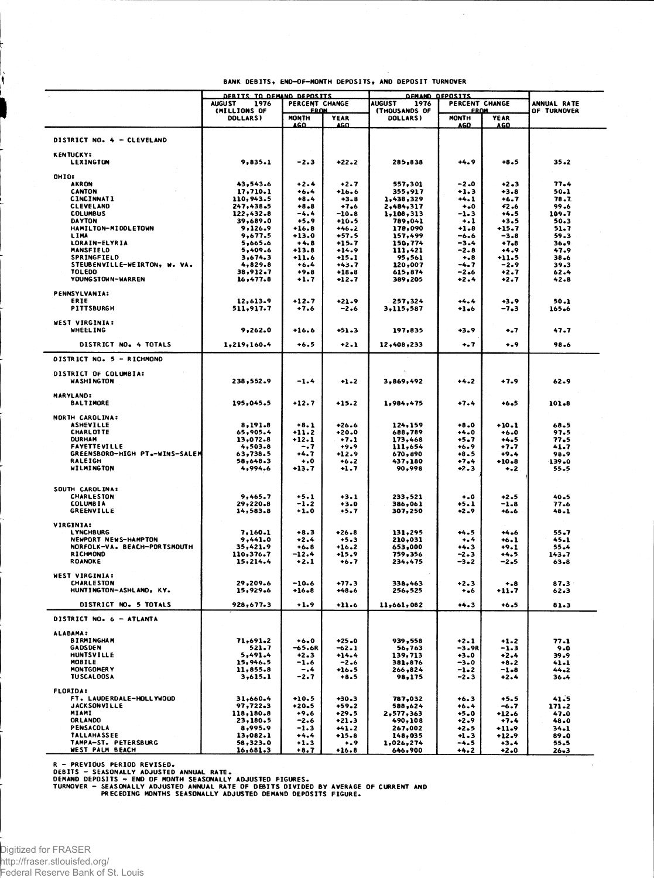BANK DEBITS, END-OF-MONTH DEPOSITS, AND DEPOSIT TURNOVER

| | DEBITS TO DEMAND DEPOSITS | | | DEMAND DEPOSITS | | | ANNUAL RATE OF TURNOVER |
|---|---|---|---|---|---|---|---|
| | AUGUST 1976 (MILLIONS OF DOLLARS) | PERCENT CHANGE FROM | | AUGUST 1976 (THOUSANDS OF DOLLARS) | PERCENT CHANGE FROM | | |
| | | MONTH AGO | YEAR AGO | | MONTH AGO | YEAR AGO | |
| **DISTRICT NO. 4 - CLEVELAND** | | | | | | | |
| KENTUCKY: | | | | | | | |
| LEXINGTON | 9,835.1 | -2.3 | +22.2 | 285,838 | +4.9 | +8.5 | 35.2 |
| OHIO: | | | | | | | |
| AKRON | 43,543.6 | +2.4 | +2.7 | 557,301 | -2.0 | +2.3 | 77.4 |
| CANTON | 17,710.1 | +6.4 | +16.6 | 355,917 | +1.3 | +3.8 | 50.1 |
| CINCINNATI | 110,943.5 | +8.4 | +3.8 | 1,438,329 | +4.1 | +6.7 | 78.7 |
| CLEVELAND | 247,438.5 | +8.8 | +7.6 | 2,484,317 | +.0 | +2.6 | 99.6 |
| COLUMBUS | 122,432.8 | -4.4 | -10.8 | 1,108,313 | -1.3 | +4.5 | 109.7 |
| DAYTON | 39,689.0 | +5.9 | +10.5 | 789,041 | +.1 | +3.5 | 50.3 |
| HAMILTON-MIDDLETOWN | 9,126.9 | +16.8 | +46.2 | 178,090 | +1.8 | +15.7 | 51.7 |
| LIMA | 9,677.5 | +13.0 | +57.5 | 157,499 | -6.6 | -3.8 | 59.3 |
| LORAIN-ELYRIA | 5,665.6 | +4.8 | +15.7 | 150,774 | -3.4 | +7.8 | 36.9 |
| MANSFIELD | 5,409.6 | +13.8 | +14.9 | 111,421 | -2.8 | +4.9 | 47.9 |
| SPRINGFIELD | 3,674.3 | +11.6 | +15.1 | 95,561 | +.8 | +11.5 | 38.6 |
| STEUBENVILLE-WEIRTON, W. VA. | 4,829.8 | +6.4 | +43.7 | 120,007 | -4.7 | -2.9 | 39.3 |
| TOLEDO | 38,912.7 | +9.8 | +18.8 | 615,874 | -2.6 | +2.7 | 62.4 |
| YOUNGSTOWN-WARREN | 16,477.8 | +1.7 | +12.7 | 389,205 | +2.4 | +2.7 | 42.8 |
| PENNSYLVANIA: | | | | | | | |
| ERIE | 12,613.9 | +12.7 | +21.9 | 257,324 | +4.4 | +3.9 | 50.1 |
| PITTSBURGH | 511,917.7 | +7.6 | -2.6 | 3,115,587 | +1.6 | -7.3 | 165.6 |
| WEST VIRGINIA: | | | | | | | |
| WHEELING | 9,262.0 | +16.6 | +51.3 | 197,835 | +3.9 | +.7 | 47.7 |
| DISTRICT NO. 4 TOTALS | 1,219,160.4 | +6.5 | +2.1 | 12,408,233 | +.7 | +.9 | 98.6 |
| **DISTRICT NO. 5 - RICHMOND** | | | | | | | |
| DISTRICT OF COLUMBIA: | | | | | | | |
| WASHINGTON | 238,552.9 | -1.4 | +1.2 | 3,869,492 | +4.2 | +7.9 | 62.9 |
| MARYLAND: | | | | | | | |
| BALTIMORE | 195,045.5 | +12.7 | +15.2 | 1,984,475 | +7.4 | +6.5 | 101.8 |
| NORTH CAROLINA: | | | | | | | |
| ASHEVILLE | 8,191.8 | +8.1 | +26.6 | 124,159 | +8.0 | +10.1 | 68.5 |
| CHARLOTTE | 65,905.4 | +11.2 | +20.0 | 688,789 | +4.0 | +6.0 | 97.5 |
| DURHAM | 13,072.8 | +12.1 | +7.1 | 173,468 | +5.7 | +4.5 | 77.5 |
| FAYETTEVILLE | 4,503.8 | -.7 | +9.9 | 111,654 | +6.9 | +7.7 | 41.7 |
| GREENSBORO-HIGH PT.-WINS-SALEM | 63,738.5 | +4.7 | +12.9 | 670,890 | +8.5 | +9.4 | 98.9 |
| RALEIGH | 58,648.3 | +.0 | +6.2 | 437,180 | +7.4 | +10.8 | 139.0 |
| WILMINGTON | 4,994.6 | +13.7 | +1.7 | 90,998 | +7.3 | +.2 | 55.5 |
| SOUTH CAROLINA: | | | | | | | |
| CHARLESTON | 9,465.7 | +5.1 | +3.1 | 233,521 | +.0 | +2.5 | 40.5 |
| COLUMBIA | 29,220.8 | -1.2 | +3.0 | 386,061 | +5.1 | -1.8 | 77.6 |
| GREENVILLE | 14,583.8 | +1.0 | +5.7 | 307,250 | +2.9 | +6.6 | 48.1 |
| VIRGINIA: | | | | | | | |
| LYNCHBURG | 7,160.1 | +8.3 | +26.8 | 131,295 | +4.5 | +4.6 | 55.7 |
| NEWPORT NEWS-HAMPTON | 9,441.0 | +2.4 | +5.3 | 210,031 | +.4 | +6.1 | 45.1 |
| NORFOLK-VA. BEACH-PORTSMOUTH | 35,421.9 | +6.8 | +16.2 | 653,000 | +4.3 | +9.1 | 55.4 |
| RICHMOND | 110,376.7 | -12.4 | +15.9 | 759,356 | -2.3 | +4.5 | 143.7 |
| ROANOKE | 15,214.4 | +2.1 | +6.7 | 234,475 | -3.2 | -2.5 | 63.8 |
| WEST VIRGINIA: | | | | | | | |
| CHARLESTON | 29,209.6 | -10.6 | +77.3 | 338,463 | +2.3 | +.8 | 87.3 |
| HUNTINGTON-ASHLAND, KY. | 15,929.6 | +16.8 | +48.6 | 256,525 | +.6 | +11.7 | 62.3 |
| DISTRICT NO. 5 TOTALS | 928,677.3 | +1.9 | +11.6 | 11,661,082 | +4.3 | +6.5 | 81.3 |
| **DISTRICT NO. 6 - ATLANTA** | | | | | | | |
| ALABAMA: | | | | | | | |
| BIRMINGHAM | 71,691.2 | +6.0 | +25.0 | 939,558 | +2.1 | +1.2 | 77.1 |
| GADSDEN | 521.7 | -65.6R | -62.1 | 56,763 | -3.9R | -1.3 | 9.0 |
| HUNTSVILLE | 5,491.4 | +2.3 | +14.4 | 139,713 | +3.0 | +2.4 | 39.9 |
| MOBILE | 15,946.5 | -1.6 | -2.6 | 381,876 | -3.0 | +8.2 | 41.1 |
| MONTGOMERY | 11,855.8 | -.4 | +16.5 | 266,824 | -1.2 | -1.8 | 44.2 |
| TUSCALOOSA | 3,615.1 | -2.7 | +8.5 | 98,175 | -2.3 | +2.4 | 36.4 |
| FLORIDA: | | | | | | | |
| FT. LAUDERDALE-HOLLYWOOD | 31,660.4 | +10.5 | +30.3 | 787,032 | +6.3 | +5.5 | 41.5 |
| JACKSONVILLE | 97,722.3 | +20.5 | +59.2 | 588,624 | +6.4 | -6.7 | 171.2 |
| MIAMI | 118,180.8 | +9.6 | +29.5 | 2,577,363 | +5.0 | +12.6 | 47.0 |
| ORLANDO | 23,180.5 | -2.6 | +21.3 | 490,108 | +2.9 | +7.4 | 48.0 |
| PENSACOLA | 8,995.9 | -1.3 | +41.2 | 267,002 | +2.5 | +11.9 | 34.1 |
| TALLAHASSEE | 13,082.1 | +4.4 | +15.8 | 148,035 | +1.3 | +12.9 | 89.0 |
| TAMPA-ST. PETERSBURG | 58,323.0 | +1.3 | +.9 | 1,026,274 | -4.5 | +3.4 | 55.5 |
| WEST PALM BEACH | 16,681.3 | +8.7 | +16.8 | 646,900 | +4.2 | +2.0 | 26.3 |

R - PREVIOUS PERIOD REVISED.
DEBITS - SEASONALLY ADJUSTED ANNUAL RATE.
DEMAND DEPOSITS - END OF MONTH SEASONALLY ADJUSTED FIGURES.
TURNOVER - SEASONALLY ADJUSTED ANNUAL RATE OF DEBITS DIVIDED BY AVERAGE OF CURRENT AND PRECEDING MONTHS SEASONALLY ADJUSTED DEMAND DEPOSITS FIGURE.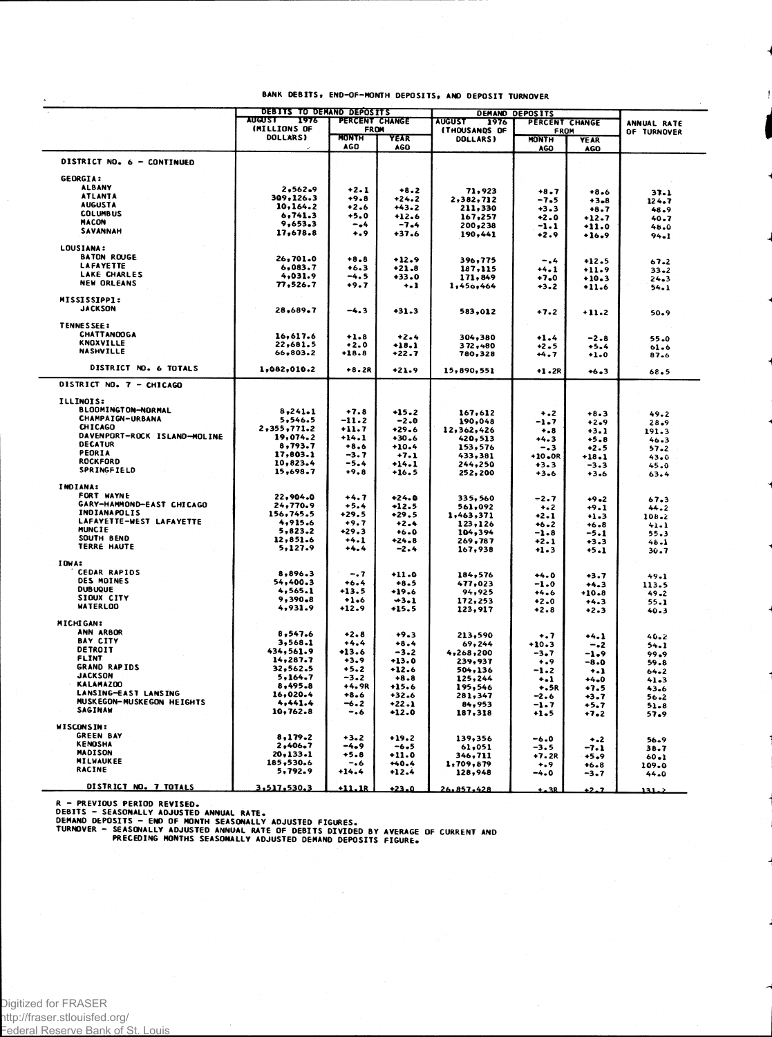## BANK DEBITS, END-OF-MONTH DEPOSITS, AND DEPOSIT TURNOVER

| | DEBITS TO DEMAND DEPOSITS | | | DEMAND DEPOSITS | | | ANNUAL RATE OF TURNOVER |
|---|---|---|---|---|---|---|---|
| | AUGUST 1976 (MILLIONS OF DOLLARS) | PERCENT CHANGE FROM | | AUGUST 1976 (THOUSANDS OF DOLLARS) | PERCENT CHANGE FROM | | |
| | | MONTH AGO | YEAR AGO | | MONTH AGO | YEAR AGO | |
| **DISTRICT NO. 6 - CONTINUED** | | | | | | | |
| **GEORGIA:** | | | | | | | |
| ALBANY | 2,562.9 | +2.1 | +8.2 | 71,923 | +8.7 | +8.6 | 37.1 |
| ATLANTA | 309,126.3 | +9.8 | +24.2 | 2,382,712 | -7.5 | +3.8 | 124.7 |
| AUGUSTA | 10,164.2 | +2.6 | +43.2 | 211,330 | +3.3 | +8.7 | 48.9 |
| COLUMBUS | 6,741.3 | +5.0 | +12.6 | 167,257 | +2.0 | +12.7 | 40.7 |
| MACON | 9,653.3 | -.4 | -7.4 | 200,238 | -1.1 | +11.0 | 48.0 |
| SAVANNAH | 17,678.8 | +.9 | +37.6 | 190,441 | +2.9 | +16.9 | 94.1 |
| **LOUISIANA:** | | | | | | | |
| BATON ROUGE | 26,701.0 | +8.8 | +12.9 | 396,775 | -.4 | +12.5 | 67.2 |
| LAFAYETTE | 6,083.7 | +6.3 | +21.8 | 187,115 | +4.1 | +11.9 | 33.2 |
| LAKE CHARLES | 4,031.9 | -4.5 | +33.0 | 171,849 | +7.0 | +10.3 | 24.3 |
| NEW ORLEANS | 77,526.7 | +9.7 | +.1 | 1,456,464 | +3.2 | +11.6 | 54.1 |
| **MISSISSIPPI:** | | | | | | | |
| JACKSON | 28,689.7 | -4.3 | +31.3 | 583,012 | +7.2 | +11.2 | 50.9 |
| **TENNESSEE:** | | | | | | | |
| CHATTANOOGA | 16,617.6 | +1.8 | +2.4 | 304,380 | +1.4 | -2.8 | 55.0 |
| KNOXVILLE | 22,681.5 | +2.0 | +18.1 | 372,480 | +2.5 | +5.4 | 61.6 |
| NASHVILLE | 66,803.2 | +18.8 | +22.7 | 780,328 | +4.7 | +1.0 | 87.6 |
| DISTRICT NO. 6 TOTALS | 1,082,010.2 | +8.2R | +21.9 | 15,890,551 | +1.2R | +6.3 | 68.5 |
| **DISTRICT NO. 7 - CHICAGO** | | | | | | | |
| **ILLINOIS:** | | | | | | | |
| BLOOMINGTON-NORMAL | 8,241.1 | +7.8 | +15.2 | 167,612 | +.2 | +8.3 | 49.2 |
| CHAMPAIGN-URBANA | 5,546.5 | -11.2 | -2.0 | 190,048 | -1.7 | +2.9 | 28.9 |
| CHICAGO | 2,355,771.2 | +11.7 | +29.6 | 12,362,426 | +.8 | +3.1 | 191.3 |
| DAVENPORT-ROCK ISLAND-MOLINE | 19,074.2 | +14.1 | +30.6 | 420,513 | +4.3 | +5.8 | 46.3 |
| DECATUR | 8,793.7 | +8.6 | +10.4 | 153,576 | -.3 | +2.5 | 57.2 |
| PEORIA | 17,803.1 | -3.7 | +7.1 | 433,381 | +10.0R | +18.1 | 43.0 |
| ROCKFORD | 10,823.4 | -5.4 | +14.1 | 244,250 | +3.3 | -3.3 | 45.0 |
| SPRINGFIELD | 15,698.7 | +9.8 | +16.5 | 252,200 | +3.6 | +3.6 | 63.4 |
| **INDIANA:** | | | | | | | |
| FORT WAYNE | 22,904.0 | +4.7 | +24.0 | 335,560 | -2.7 | +9.2 | 67.3 |
| GARY-HAMMOND-EAST CHICAGO | 24,770.9 | +5.4 | +12.5 | 561,092 | +.2 | +9.1 | 44.2 |
| INDIANAPOLIS | 156,745.5 | +29.5 | +29.5 | 1,463,371 | +2.1 | +1.3 | 108.2 |
| LAFAYETTE-WEST LAFAYETTE | 4,915.6 | +9.7 | +2.4 | 123,126 | +6.2 | +6.8 | 41.1 |
| MUNCIE | 5,823.2 | +29.3 | +6.0 | 104,394 | -1.8 | -5.1 | 55.3 |
| SOUTH BEND | 12,851.6 | +4.1 | +26.8 | 269,787 | +2.1 | +3.3 | 48.1 |
| TERRE HAUTE | 5,127.9 | +4.4 | -2.4 | 167,938 | +1.3 | +5.1 | 30.7 |
| **IOWA:** | | | | | | | |
| CEDAR RAPIDS | 8,896.3 | -.7 | +11.0 | 184,576 | +4.0 | +3.7 | 49.1 |
| DES MOINES | 54,400.3 | +6.4 | +8.5 | 477,023 | -1.0 | +4.3 | 113.5 |
| DUBUQUE | 4,565.1 | +13.5 | +19.6 | 94,925 | +4.6 | +10.8 | 49.2 |
| SIOUX CITY | 9,390.8 | +1.6 | +3.1 | 172,253 | +2.0 | +4.3 | 55.1 |
| WATERLOO | 4,931.9 | +12.9 | +15.5 | 123,917 | +2.8 | +2.3 | 40.3 |
| **MICHIGAN:** | | | | | | | |
| ANN ARBOR | 8,547.6 | +2.8 | +9.3 | 213,590 | +.7 | +4.1 | 40.2 |
| BAY CITY | 3,568.1 | +4.4 | +8.4 | 69,244 | +10.3 | -.2 | 54.1 |
| DETROIT | 434,561.9 | +13.6 | -3.2 | 4,268,200 | -3.7 | -1.9 | 99.9 |
| FLINT | 14,287.7 | +3.9 | +13.0 | 239,937 | +.9 | -8.0 | 59.8 |
| GRAND RAPIDS | 32,562.5 | +5.2 | +12.6 | 504,136 | -1.2 | +.1 | 64.2 |
| JACKSON | 5,164.7 | -3.2 | +8.8 | 125,244 | +.1 | +4.0 | 41.3 |
| KALAMAZOO | 8,495.8 | +4.9R | +15.6 | 195,546 | +.5R | +7.5 | 43.6 |
| LANSING-EAST LANSING | 16,020.4 | +8.6 | +32.6 | 281,347 | -2.6 | +3.7 | 56.2 |
| MUSKEGON-MUSKEGON HEIGHTS | 4,441.4 | -6.2 | +22.1 | 84,953 | -1.7 | +5.7 | 51.8 |
| SAGINAW | 10,762.8 | -.6 | +12.0 | 187,318 | +1.5 | +7.2 | 57.9 |
| **WISCONSIN:** | | | | | | | |
| GREEN BAY | 8,179.2 | +3.2 | +19.2 | 139,356 | -6.0 | +.2 | 56.9 |
| KENOSHA | 2,406.7 | -4.9 | -6.5 | 61,051 | -3.5 | -7.1 | 38.7 |
| MADISON | 20,133.1 | +5.8 | +11.0 | 346,711 | +7.2R | +5.9 | 60.1 |
| MILWAUKEE | 185,530.6 | -.6 | +40.4 | 1,709,879 | +.9 | +6.8 | 109.0 |
| RACINE | 5,792.9 | +14.4 | +12.4 | 128,948 | -4.0 | -3.7 | 44.0 |
| DISTRICT NO. 7 TOTALS | 3,517,530.3 | +11.1R | +23.0 | 26,857,428 | +.3R | +2.7 | 131.2 |

R - PREVIOUS PERIOD REVISED.
DEBITS - SEASONALLY ADJUSTED ANNUAL RATE.
DEMAND DEPOSITS - END OF MONTH SEASONALLY ADJUSTED FIGURES.
TURNOVER - SEASONALLY ADJUSTED ANNUAL RATE OF DEBITS DIVIDED BY AVERAGE OF CURRENT AND PRECEDING MONTHS SEASONALLY ADJUSTED DEMAND DEPOSITS FIGURE.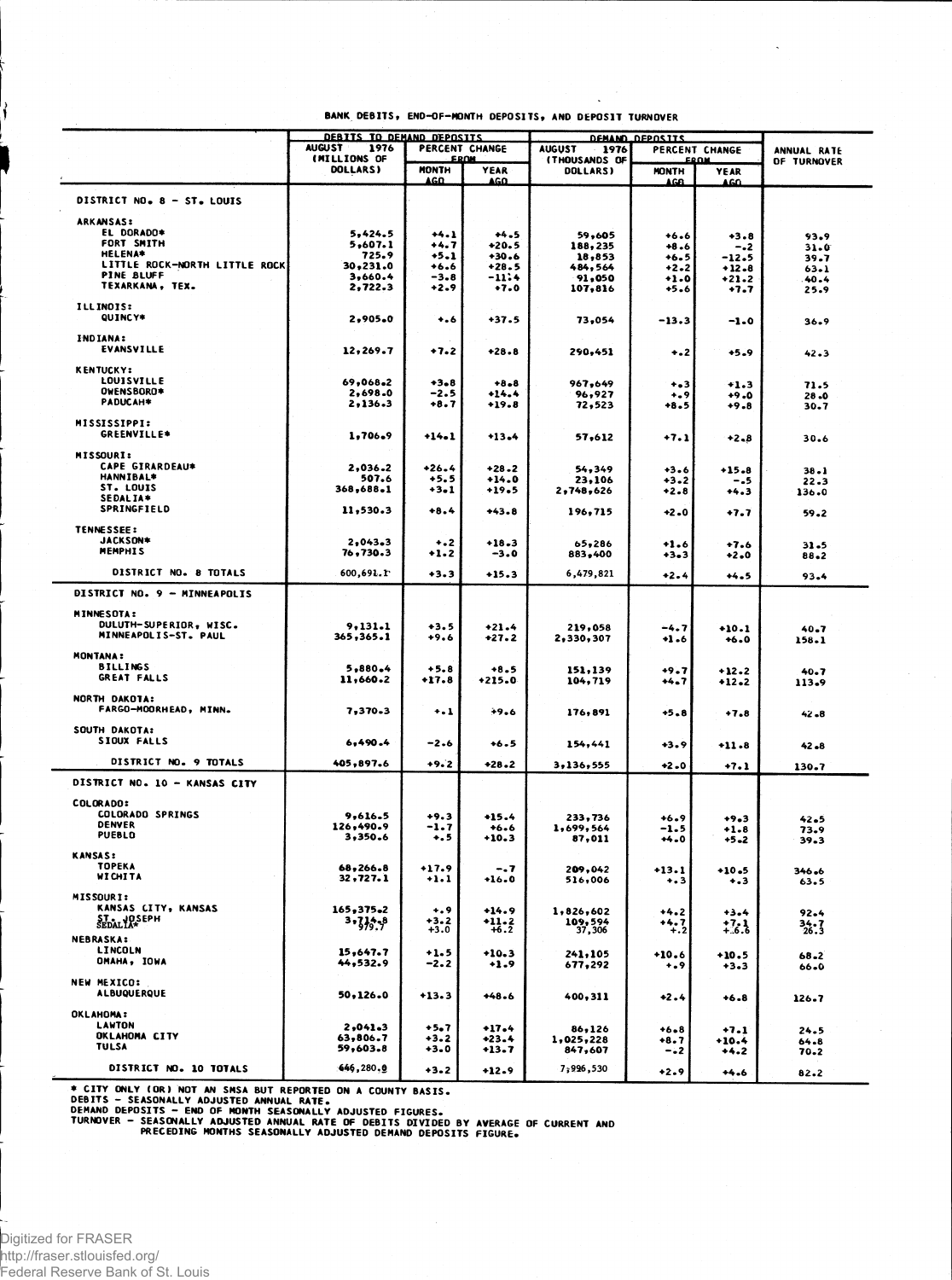BANK DEBITS, END-OF-MONTH DEPOSITS, AND DEPOSIT TURNOVER

| | DEBITS TO DEMAND DEPOSITS | | | DEMAND DEPOSITS | | | ANNUAL RATE OF TURNOVER |
|---|---|---|---|---|---|---|---|
| | AUGUST 1976 (MILLIONS OF DOLLARS) | PERCENT CHANGE FROM | | AUGUST 1976 (THOUSANDS OF DOLLARS) | PERCENT CHANGE FROM | | |
| | | MONTH AGO | YEAR AGO | | MONTH AGO | YEAR AGO | |
| **DISTRICT NO. 8 - ST. LOUIS** | | | | | | | |
| ARKANSAS: | | | | | | | |
| EL DORADO* | 5,424.5 | +4.1 | +4.5 | 59,605 | +6.6 | +3.8 | 93.9 |
| FORT SMITH | 5,607.1 | +4.7 | +20.5 | 188,235 | +8.6 | -.2 | 31.0 |
| HELENA* | 725.9 | +5.1 | +30.6 | 18,853 | +6.5 | -12.5 | 39.7 |
| LITTLE ROCK-NORTH LITTLE ROCK | 30,231.0 | +6.6 | +28.5 | 484,564 | +2.2 | +12.8 | 63.1 |
| PINE BLUFF | 3,660.4 | -3.8 | -11.4 | 91,050 | +1.0 | +21.2 | 40.4 |
| TEXARKANA, TEX. | 2,722.3 | +2.9 | +7.0 | 107,816 | +5.6 | +7.7 | 25.9 |
| ILLINOIS: | | | | | | | |
| QUINCY* | 2,905.0 | +.6 | +37.5 | 73,054 | -13.3 | -1.0 | 36.9 |
| INDIANA: | | | | | | | |
| EVANSVILLE | 12,269.7 | +7.2 | +28.8 | 290,451 | +.2 | +5.9 | 42.3 |
| KENTUCKY: | | | | | | | |
| LOUISVILLE | 69,068.2 | +3.8 | +8.8 | 967,649 | +.3 | +1.3 | 71.5 |
| OWENSBORO* | 2,698.0 | -2.5 | +14.4 | 96,927 | +.9 | +9.0 | 28.0 |
| PADUCAH* | 2,136.3 | +8.7 | +19.8 | 72,523 | +8.5 | +9.8 | 30.7 |
| MISSISSIPPI: | | | | | | | |
| GREENVILLE* | 1,706.9 | +14.1 | +13.4 | 57,612 | +7.1 | +2.8 | 30.6 |
| MISSOURI: | | | | | | | |
| CAPE GIRARDEAU* | 2,036.2 | +26.4 | +28.2 | 54,349 | +3.6 | +15.8 | 38.1 |
| HANNIBAL* | 507.6 | +5.5 | +14.0 | 23,106 | +3.2 | -.5 | 22.3 |
| ST. LOUIS | 368,688.1 | +3.1 | +19.5 | 2,748,626 | +2.8 | +4.3 | 136.0 |
| SEDALIA* | | | | | | | |
| SPRINGFIELD | 11,530.3 | +8.4 | +43.8 | 196,715 | +2.0 | +7.7 | 59.2 |
| TENNESSEE: | | | | | | | |
| JACKSON* | 2,043.3 | +.2 | +18.3 | 65,286 | +1.6 | +7.6 | 31.5 |
| MEMPHIS | 76,730.3 | +1.2 | -3.0 | 883,400 | +3.3 | +2.0 | 88.2 |
| DISTRICT NO. 8 TOTALS | 600,691.1 | +3.3 | +15.3 | 6,479,821 | +2.4 | +4.5 | 93.4 |
| **DISTRICT NO. 9 - MINNEAPOLIS** | | | | | | | |
| MINNESOTA: | | | | | | | |
| DULUTH-SUPERIOR, WISC. | 9,131.1 | +3.5 | +21.4 | 219,058 | -4.7 | +10.1 | 40.7 |
| MINNEAPOLIS-ST. PAUL | 365,365.1 | +9.6 | +27.2 | 2,330,307 | +1.6 | +6.0 | 158.1 |
| MONTANA: | | | | | | | |
| BILLINGS | 5,880.4 | +5.8 | +8.5 | 151,139 | +9.7 | +12.2 | 40.7 |
| GREAT FALLS | 11,660.2 | +17.8 | +215.0 | 104,719 | +4.7 | +12.2 | 113.9 |
| NORTH DAKOTA: | | | | | | | |
| FARGO-MOORHEAD, MINN. | 7,370.3 | +.1 | +9.6 | 176,891 | +5.8 | +7.8 | 42.8 |
| SOUTH DAKOTA: | | | | | | | |
| SIOUX FALLS | 6,490.4 | -2.6 | +6.5 | 154,441 | +3.9 | +11.8 | 42.8 |
| DISTRICT NO. 9 TOTALS | 405,897.6 | +9.2 | +28.2 | 3,136,555 | +2.0 | +7.1 | 130.7 |
| **DISTRICT NO. 10 - KANSAS CITY** | | | | | | | |
| COLORADO: | | | | | | | |
| COLORADO SPRINGS | 9,616.5 | +9.3 | +15.4 | 233,736 | +6.9 | +9.3 | 42.5 |
| DENVER | 126,490.9 | -1.7 | +6.6 | 1,699,564 | -1.5 | +1.8 | 73.9 |
| PUEBLO | 3,350.6 | +.5 | +10.3 | 87,011 | +4.0 | +5.2 | 39.3 |
| KANSAS: | | | | | | | |
| TOPEKA | 68,266.8 | +17.9 | -.7 | 209,042 | +13.1 | +10.5 | 346.6 |
| WICHITA | 32,727.1 | +1.1 | +16.0 | 516,006 | +.3 | +.3 | 63.5 |
| MISSOURI: | | | | | | | |
| KANSAS CITY, KANSAS | 165,375.2 | +.9 | +14.9 | 1,826,602 | +4.2 | +3.4 | 92.4 |
| ST. JOSEPH | 3,714.8 | +3.2 | +11.2 | 109,594 | +4.7 | +7.1 | 34.7 |
| SEDALIA* | 979.7 | +3.0 | +6.2 | 37,306 | +.2 | +6.6 | 26.3 |
| NEBRASKA: | | | | | | | |
| LINCOLN | 15,647.7 | +1.5 | +10.3 | 241,105 | +10.6 | +10.5 | 68.2 |
| OMAHA, IOWA | 44,532.9 | -2.2 | +1.9 | 677,292 | +.9 | +3.3 | 66.0 |
| NEW MEXICO: | | | | | | | |
| ALBUQUERQUE | 50,126.0 | +13.3 | +48.6 | 400,311 | +2.4 | +6.8 | 126.7 |
| OKLAHOMA: | | | | | | | |
| LAWTON | 2,041.3 | +5.7 | +17.4 | 86,126 | +6.8 | +7.1 | 24.5 |
| OKLAHOMA CITY | 63,806.7 | +3.2 | +23.4 | 1,025,228 | +8.7 | +10.4 | 64.8 |
| TULSA | 59,603.8 | +3.0 | +13.7 | 847,607 | -.2 | +4.2 | 70.2 |
| DISTRICT NO. 10 TOTALS | 646,280.9 | +3.2 | +12.9 | 7,996,530 | +2.9 | +4.6 | 82.2 |

\* CITY ONLY (OR) NOT AN SMSA BUT REPORTED ON A COUNTY BASIS.
DEBITS - SEASONALLY ADJUSTED ANNUAL RATE.
DEMAND DEPOSITS - END OF MONTH SEASONALLY ADJUSTED FIGURES.
TURNOVER - SEASONALLY ADJUSTED ANNUAL RATE OF DEBITS DIVIDED BY AVERAGE OF CURRENT AND PRECEDING MONTHS SEASONALLY ADJUSTED DEMAND DEPOSITS FIGURE.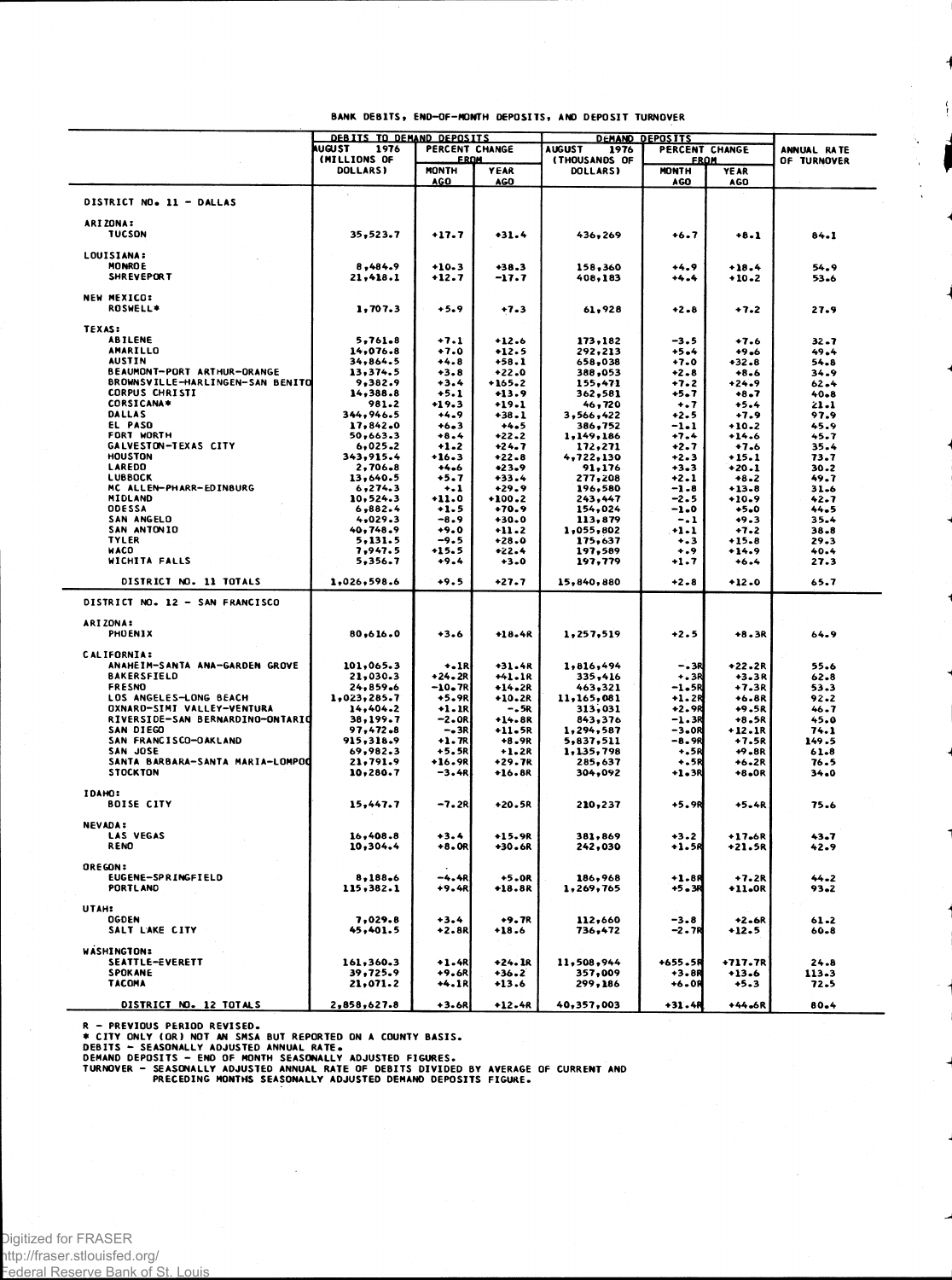BANK DEBITS, END-OF-MONTH DEPOSITS, AND DEPOSIT TURNOVER

| | DEBITS TO DEMAND DEPOSITS | | | DEMAND DEPOSITS | | | ANNUAL RATE OF TURNOVER |
|---|---|---|---|---|---|---|---|
| | AUGUST 1976 (MILLIONS OF DOLLARS) | PERCENT CHANGE FROM | | AUGUST 1976 (THOUSANDS OF DOLLARS) | PERCENT CHANGE FROM | | |
| | | MONTH AGO | YEAR AGO | | MONTH AGO | YEAR AGO | |
| DISTRICT NO. 11 - DALLAS | | | | | | | |
| ARIZONA: | | | | | | | |
| TUCSON | 35,523.7 | +17.7 | +31.4 | 436,269 | +6.7 | +8.1 | 84.1 |
| LOUISIANA: | | | | | | | |
| MONROE | 8,484.9 | +10.3 | +38.3 | 158,360 | +4.9 | +18.4 | 54.9 |
| SHREVEPORT | 21,418.1 | +12.7 | -17.7 | 408,183 | +4.4 | +10.2 | 53.6 |
| NEW MEXICO: | | | | | | | |
| ROSWELL* | 1,707.3 | +5.9 | +7.3 | 61,928 | +2.8 | +7.2 | 27.9 |
| TEXAS: | | | | | | | |
| ABILENE | 5,761.8 | +7.1 | +12.6 | 173,182 | -3.5 | +7.6 | 32.7 |
| AMARILLO | 14,076.8 | +7.0 | +12.5 | 292,213 | +5.4 | +9.6 | 49.4 |
| AUSTIN | 34,864.5 | +4.8 | +58.1 | 658,038 | +7.0 | +32.8 | 54.8 |
| BEAUMONT-PORT ARTHUR-ORANGE | 13,374.5 | +3.8 | +22.0 | 388,053 | +2.8 | +8.6 | 34.9 |
| BROWNSVILLE-HARLINGEN-SAN BENITO | 9,382.9 | +3.4 | +165.2 | 155,471 | +7.2 | +24.9 | 62.4 |
| CORPUS CHRISTI | 14,388.8 | +5.1 | +13.9 | 362,581 | +5.7 | +8.7 | 40.8 |
| CORSICANA* | 981.2 | +19.3 | +19.1 | 46,720 | +.7 | +5.4 | 21.1 |
| DALLAS | 344,946.5 | +4.9 | +38.1 | 3,566,422 | +2.5 | +7.9 | 97.9 |
| EL PASO | 17,842.0 | +6.3 | +4.5 | 386,752 | -1.1 | +10.2 | 45.9 |
| FORT WORTH | 50,663.3 | +8.4 | +22.2 | 1,149,186 | +7.4 | +14.6 | 45.7 |
| GALVESTON-TEXAS CITY | 6,025.2 | +1.2 | +24.7 | 172,271 | +2.7 | +7.6 | 35.4 |
| HOUSTON | 343,915.4 | +16.3 | +22.8 | 4,722,130 | +2.3 | +15.1 | 73.7 |
| LAREDO | 2,706.8 | +4.6 | +23.9 | 91,176 | +3.3 | +20.1 | 30.2 |
| LUBBOCK | 13,640.5 | +5.7 | +33.4 | 277,208 | +2.1 | +8.2 | 49.7 |
| MC ALLEN-PHARR-EDINBURG | 6,274.3 | +.1 | +29.9 | 196,580 | -1.8 | +13.8 | 31.6 |
| MIDLAND | 10,524.3 | +11.0 | +100.2 | 243,447 | -2.5 | +10.9 | 42.7 |
| ODESSA | 6,882.4 | +1.5 | +70.9 | 154,024 | -1.0 | +5.0 | 44.5 |
| SAN ANGELO | 4,029.3 | -8.9 | +30.0 | 113,879 | -.1 | +9.3 | 35.4 |
| SAN ANTONIO | 40,748.9 | +9.0 | +11.2 | 1,055,802 | +1.1 | +7.2 | 38.8 |
| TYLER | 5,131.5 | -9.5 | +28.0 | 175,637 | +.3 | +15.8 | 29.3 |
| WACO | 7,947.5 | +15.5 | +22.4 | 197,589 | +.9 | +14.9 | 40.4 |
| WICHITA FALLS | 5,356.7 | +9.4 | +3.0 | 197,779 | +1.7 | +6.4 | 27.3 |
| DISTRICT NO. 11 TOTALS | 1,026,598.6 | +9.5 | +27.7 | 15,840,880 | +2.8 | +12.0 | 65.7 |
| DISTRICT NO. 12 - SAN FRANCISCO | | | | | | | |
| ARIZONA: | | | | | | | |
| PHOENIX | 80,616.0 | +3.6 | +18.4R | 1,257,519 | +2.5 | +8.3R | 64.9 |
| CALIFORNIA: | | | | | | | |
| ANAHEIM-SANTA ANA-GARDEN GROVE | 101,065.3 | +.1R | +31.4R | 1,816,494 | -.3R | +22.2R | 55.6 |
| BAKERSFIELD | 21,030.3 | +24.2R | +41.1R | 335,416 | +.3R | +3.3R | 62.8 |
| FRESNO | 24,859.6 | -10.7R | +14.2R | 463,321 | -1.5R | +7.3R | 53.3 |
| LOS ANGELES-LONG BEACH | 1,023,285.7 | +5.9R | +10.2R | 11,165,081 | +1.2R | +6.8R | 92.2 |
| OXNARD-SIMI VALLEY-VENTURA | 14,404.2 | +1.1R | -.5R | 313,031 | +2.9R | +9.5R | 46.7 |
| RIVERSIDE-SAN BERNARDINO-ONTARIO | 38,199.7 | -2.0R | +14.8R | 843,376 | -1.3R | +8.5R | 45.0 |
| SAN DIEGO | 97,472.8 | -.3R | +11.5R | 1,294,587 | -3.0R | +12.1R | 74.1 |
| SAN FRANCISCO-OAKLAND | 915,318.9 | +1.7R | +8.9R | 5,837,511 | -8.9R | +7.5R | 149.5 |
| SAN JOSE | 69,982.3 | +5.5R | +1.2R | 1,135,798 | +.5R | +9.8R | 61.8 |
| SANTA BARBARA-SANTA MARIA-LOMPOC | 21,791.9 | +16.9R | +29.7R | 285,637 | +.5R | +6.2R | 76.5 |
| STOCKTON | 10,280.7 | -3.4R | +16.8R | 304,092 | +1.3R | +8.0R | 34.0 |
| IDAHO: | | | | | | | |
| BOISE CITY | 15,447.7 | -7.2R | +20.5R | 210,237 | +5.9R | +5.4R | 75.6 |
| NEVADA: | | | | | | | |
| LAS VEGAS | 16,408.8 | +3.4 | +15.9R | 381,869 | +3.2 | +17.6R | 43.7 |
| RENO | 10,304.4 | +8.0R | +30.6R | 242,030 | +1.5R | +21.5R | 42.9 |
| OREGON: | | | | | | | |
| EUGENE-SPRINGFIELD | 8,188.6 | -4.4R | +5.0R | 186,968 | +1.8R | +7.2R | 44.2 |
| PORTLAND | 115,382.1 | +9.4R | +18.8R | 1,269,765 | +5.3R | +11.0R | 93.2 |
| UTAH: | | | | | | | |
| OGDEN | 7,029.8 | +3.4 | +9.7R | 112,660 | -3.8 | +2.6R | 61.2 |
| SALT LAKE CITY | 45,401.5 | +2.8R | +18.6 | 736,472 | -2.7R | +12.5 | 60.8 |
| WASHINGTON: | | | | | | | |
| SEATTLE-EVERETT | 161,360.3 | +1.4R | +24.1R | 11,508,944 | +655.5R | +717.7R | 24.8 |
| SPOKANE | 39,725.9 | +9.6R | +36.2 | 357,009 | +3.8R | +13.6 | 113.3 |
| TACOMA | 21,071.2 | +4.1R | +13.6 | 299,186 | +6.0R | +5.3 | 72.5 |
| DISTRICT NO. 12 TOTALS | 2,858,627.8 | +3.6R | +12.4R | 40,357,003 | +31.4R | +44.6R | 80.4 |

R - PREVIOUS PERIOD REVISED.
* CITY ONLY (OR) NOT AN SMSA BUT REPORTED ON A COUNTY BASIS.
DEBITS - SEASONALLY ADJUSTED ANNUAL RATE.
DEMAND DEPOSITS - END OF MONTH SEASONALLY ADJUSTED FIGURES.
TURNOVER - SEASONALLY ADJUSTED ANNUAL RATE OF DEBITS DIVIDED BY AVERAGE OF CURRENT AND PRECEDING MONTHS SEASONALLY ADJUSTED DEMAND DEPOSITS FIGURE.